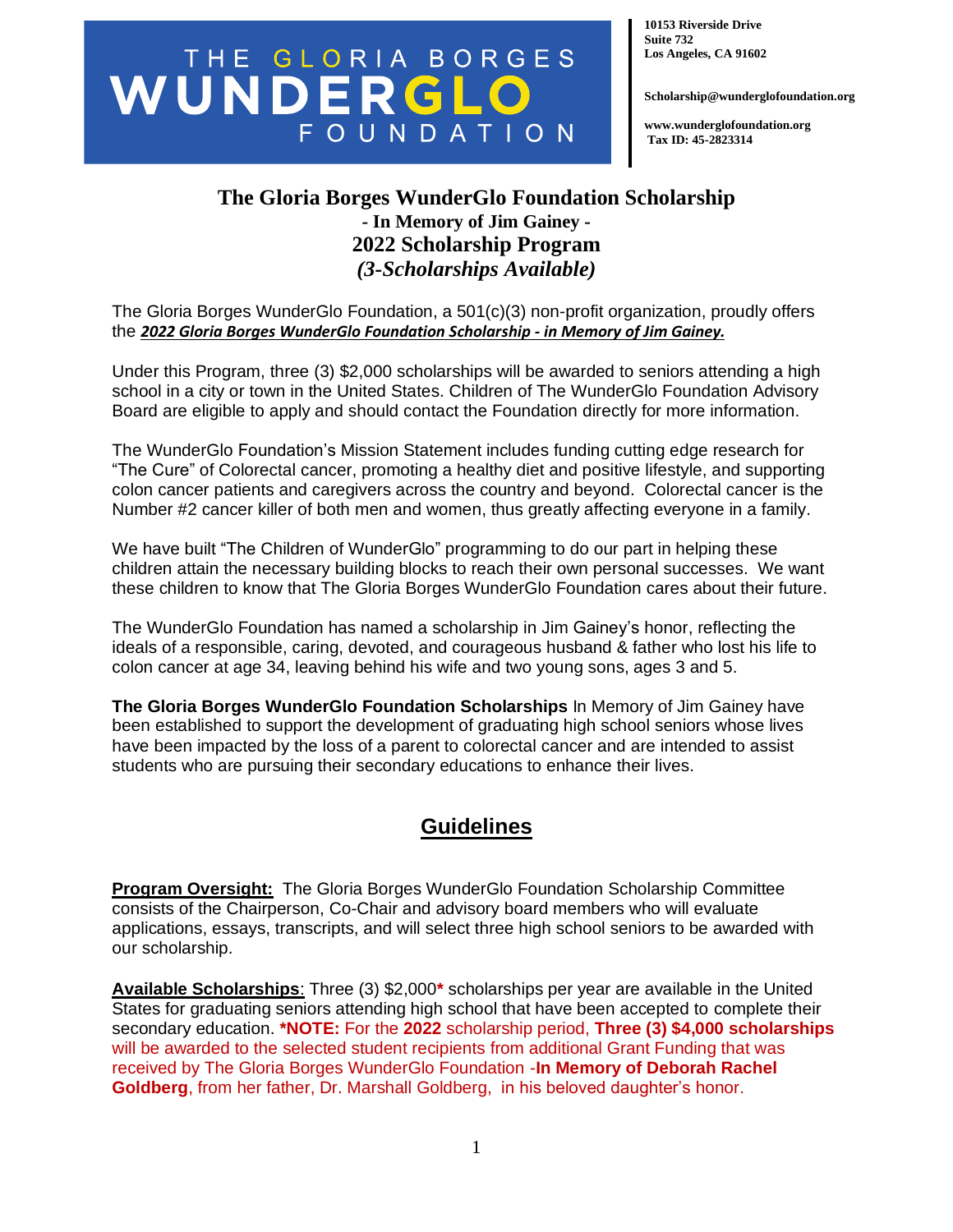THE GLORIA BORGES **WUNDERGLO** FOUNDATION

**10153 Riverside Drive**
**Suite 732**
**Los Angeles, CA 91602**

**Scholarship@wunderglofoundation.org**

**www.wunderglofoundation.org**
**Tax ID: 45-2823314**

# The Gloria Borges WunderGlo Foundation Scholarship
## - In Memory of Jim Gainey -
## 2022 Scholarship Program
## *(3-Scholarships Available)*

The Gloria Borges WunderGlo Foundation, a 501(c)(3) non-profit organization, proudly offers the ***2022 Gloria Borges WunderGlo Foundation Scholarship - in Memory of Jim Gainey.***

Under this Program, three (3) $2,000 scholarships will be awarded to seniors attending a high school in a city or town in the United States. Children of The WunderGlo Foundation Advisory Board are eligible to apply and should contact the Foundation directly for more information.

The WunderGlo Foundation's Mission Statement includes funding cutting edge research for "The Cure" of Colorectal cancer, promoting a healthy diet and positive lifestyle, and supporting colon cancer patients and caregivers across the country and beyond. Colorectal cancer is the Number #2 cancer killer of both men and women, thus greatly affecting everyone in a family.

We have built "The Children of WunderGlo" programming to do our part in helping these children attain the necessary building blocks to reach their own personal successes. We want these children to know that The Gloria Borges WunderGlo Foundation cares about their future.

The WunderGlo Foundation has named a scholarship in Jim Gainey's honor, reflecting the ideals of a responsible, caring, devoted, and courageous husband & father who lost his life to colon cancer at age 34, leaving behind his wife and two young sons, ages 3 and 5.

**The Gloria Borges WunderGlo Foundation Scholarships** In Memory of Jim Gainey have been established to support the development of graduating high school seniors whose lives have been impacted by the loss of a parent to colorectal cancer and are intended to assist students who are pursuing their secondary educations to enhance their lives.

## Guidelines

**Program Oversight:** The Gloria Borges WunderGlo Foundation Scholarship Committee consists of the Chairperson, Co-Chair and advisory board members who will evaluate applications, essays, transcripts, and will select three high school seniors to be awarded with our scholarship.

**Available Scholarships**: Three (3) $2,000***** scholarships per year are available in the United States for graduating seniors attending high school that have been accepted to complete their secondary education. ***NOTE:** For the **2022** scholarship period, **Three (3) $4,000 scholarships** will be awarded to the selected student recipients from additional Grant Funding that was received by The Gloria Borges WunderGlo Foundation -**In Memory of Deborah Rachel Goldberg**, from her father, Dr. Marshall Goldberg, in his beloved daughter's honor.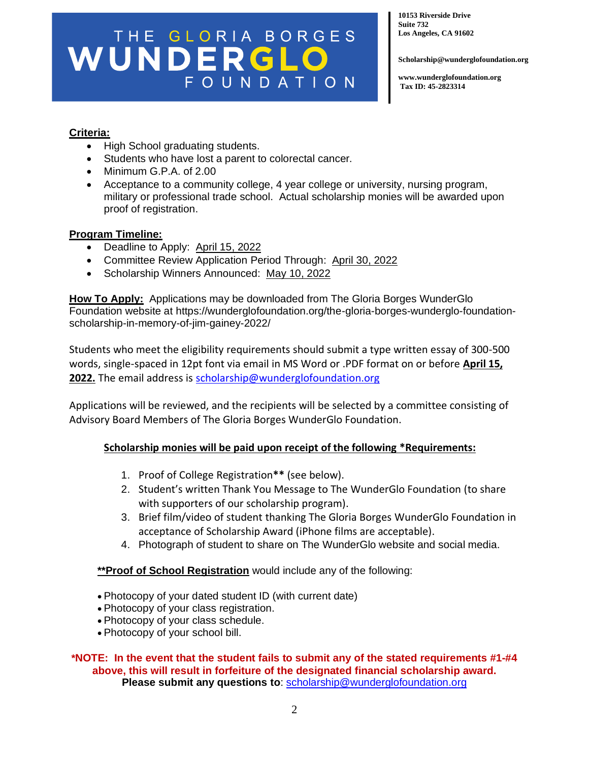THE GLORIA BORGES **WUNDERGLO** FOUNDATION

**10153 Riverside Drive**
**Suite 732**
**Los Angeles, CA 91602**

**Scholarship@wunderglofoundation.org**

**www.wunderglofoundation.org**
**Tax ID: 45-2823314**

**Criteria:**

- High School graduating students.
- Students who have lost a parent to colorectal cancer.
- Minimum G.P.A. of 2.00
- Acceptance to a community college, 4 year college or university, nursing program, military or professional trade school. Actual scholarship monies will be awarded upon proof of registration.

**Program Timeline:**

- Deadline to Apply: April 15, 2022
- Committee Review Application Period Through: April 30, 2022
- Scholarship Winners Announced: May 10, 2022

**How To Apply:** Applications may be downloaded from The Gloria Borges WunderGlo Foundation website at https://wunderglofoundation.org/the-gloria-borges-wunderglo-foundation-scholarship-in-memory-of-jim-gainey-2022/

Students who meet the eligibility requirements should submit a type written essay of 300-500 words, single-spaced in 12pt font via email in MS Word or .PDF format on or before **April 15, 2022.** The email address is scholarship@wunderglofoundation.org

Applications will be reviewed, and the recipients will be selected by a committee consisting of Advisory Board Members of The Gloria Borges WunderGlo Foundation.

**Scholarship monies will be paid upon receipt of the following *Requirements:**

1. Proof of College Registration** (see below).
2. Student's written Thank You Message to The WunderGlo Foundation (to share with supporters of our scholarship program).
3. Brief film/video of student thanking The Gloria Borges WunderGlo Foundation in acceptance of Scholarship Award (iPhone films are acceptable).
4. Photograph of student to share on The WunderGlo website and social media.

****Proof of School Registration** would include any of the following:

- Photocopy of your dated student ID (with current date)
- Photocopy of your class registration.
- Photocopy of your class schedule.
- Photocopy of your school bill.

***NOTE: In the event that the student fails to submit any of the stated requirements #1-#4 above, this will result in forfeiture of the designated financial scholarship award.**
**Please submit any questions to**: scholarship@wunderglofoundation.org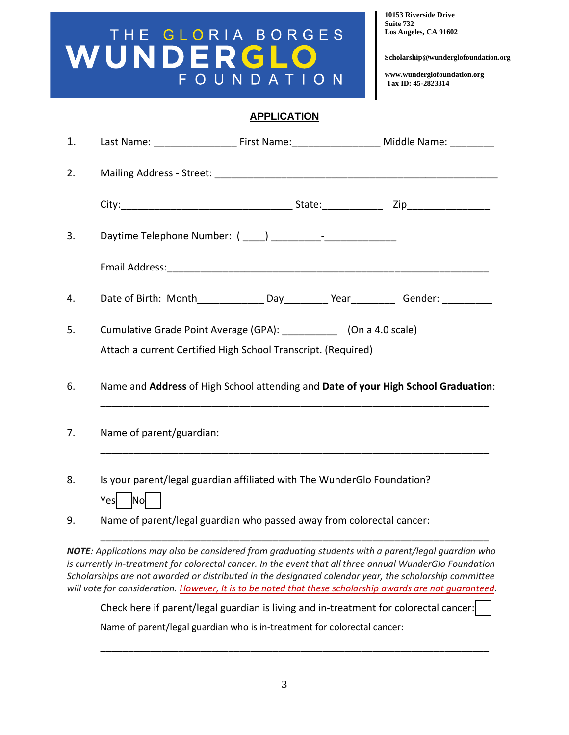THE GLORIA BORGES **WUNDERGLO** FOUNDATION

**10153 Riverside Drive**
**Suite 732**
**Los Angeles, CA 91602**

**Scholarship@wunderglofoundation.org**

**www.wunderglofoundation.org**
**Tax ID: 45-2823314**

## APPLICATION

1. Last Name: _______________ First Name:________________ Middle Name: ________

2. Mailing Address - Street: ____________________________________________________

   City:_______________________________ State:___________ Zip_______________

3. Daytime Telephone Number: ( ____) _________-_____________

   Email Address:_________________________________________________________

4. Date of Birth: Month____________ Day________ Year________ Gender: _________

5. Cumulative Grade Point Average (GPA): __________ (On a 4.0 scale)

   Attach a current Certified High School Transcript. (Required)

6. Name and **Address** of High School attending and **Date of your High School Graduation**:

   _______________________________________________________________________

7. Name of parent/guardian:

   _______________________________________________________________________

8. Is your parent/legal guardian affiliated with The WunderGlo Foundation?

   Yes ☐ No ☐

9. Name of parent/legal guardian who passed away from colorectal cancer:

   _______________________________________________________________________

***NOTE**: Applications may also be considered from graduating students with a parent/legal guardian who is currently in-treatment for colorectal cancer. In the event that all three annual WunderGlo Foundation Scholarships are not awarded or distributed in the designated calendar year, the scholarship committee will vote for consideration. However, It is to be noted that these scholarship awards are not guaranteed.*

Check here if parent/legal guardian is living and in-treatment for colorectal cancer: ☐

Name of parent/legal guardian who is in-treatment for colorectal cancer:

_______________________________________________________________________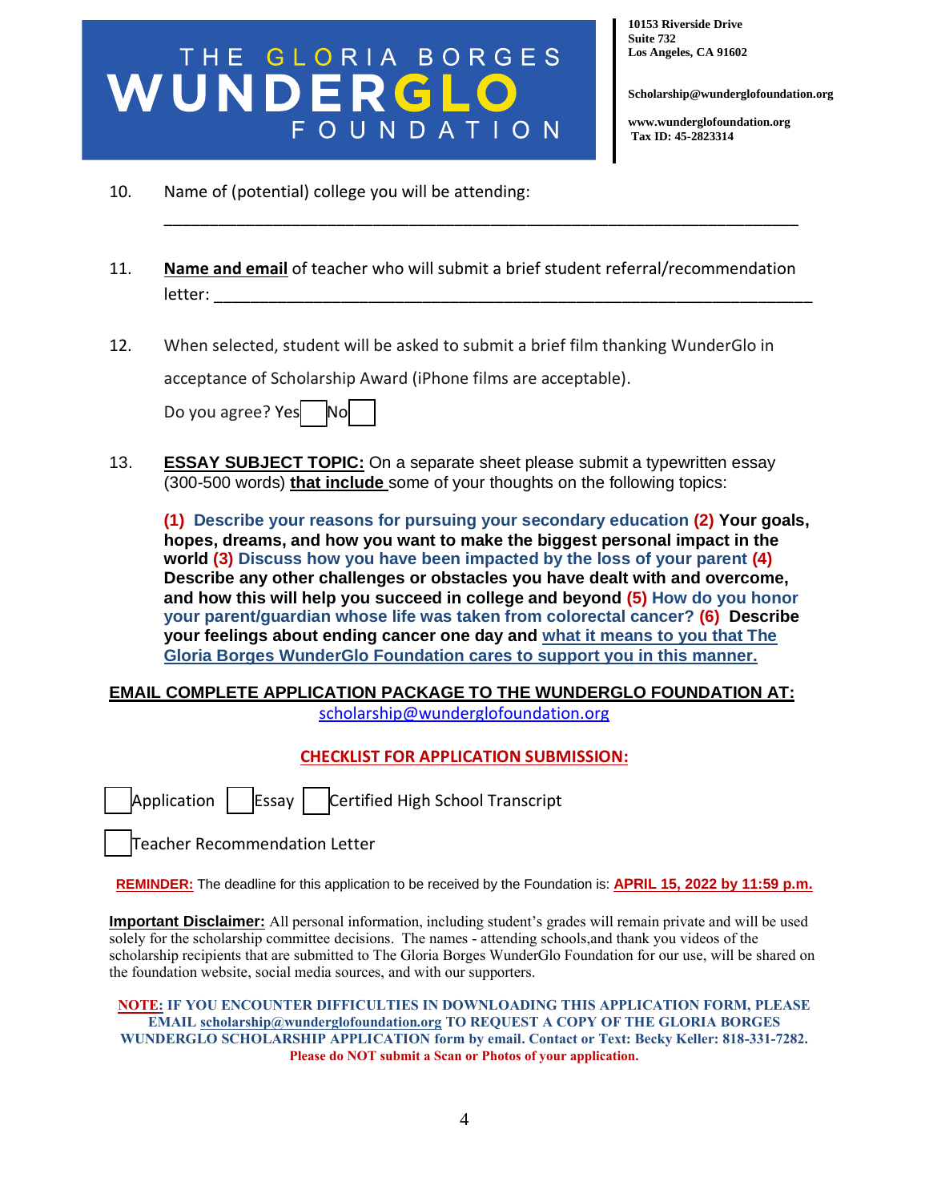THE GLORIA BORGES **WUNDERGLO** FOUNDATION

**10153 Riverside Drive**
**Suite 732**
**Los Angeles, CA 91602**

**Scholarship@wunderglofoundation.org**

**www.wunderglofoundation.org**
**Tax ID: 45-2823314**

10. Name of (potential) college you will be attending:

    ______________________________________________________________________

11. **Name and email** of teacher who will submit a brief student referral/recommendation letter: ______________________________________________________________

12. When selected, student will be asked to submit a brief film thanking WunderGlo in acceptance of Scholarship Award (iPhone films are acceptable).

    Do you agree? Yes ☐ No ☐

13. **ESSAY SUBJECT TOPIC:** On a separate sheet please submit a typewritten essay (300-500 words) **that include** some of your thoughts on the following topics:

    **(1) Describe your reasons for pursuing your secondary education (2) Your goals, hopes, dreams, and how you want to make the biggest personal impact in the world (3) Discuss how you have been impacted by the loss of your parent (4) Describe any other challenges or obstacles you have dealt with and overcome, and how this will help you succeed in college and beyond (5) How do you honor your parent/guardian whose life was taken from colorectal cancer? (6) Describe your feelings about ending cancer one day and what it means to you that The Gloria Borges WunderGlo Foundation cares to support you in this manner.**

**EMAIL COMPLETE APPLICATION PACKAGE TO THE WUNDERGLO FOUNDATION AT:**
scholarship@wunderglofoundation.org

**CHECKLIST FOR APPLICATION SUBMISSION:**

☐ Application ☐ Essay ☐ Certified High School Transcript

☐ Teacher Recommendation Letter

**REMINDER:** The deadline for this application to be received by the Foundation is: **APRIL 15, 2022 by 11:59 p.m.**

**Important Disclaimer:** All personal information, including student's grades will remain private and will be used solely for the scholarship committee decisions. The names - attending schools,and thank you videos of the scholarship recipients that are submitted to The Gloria Borges WunderGlo Foundation for our use, will be shared on the foundation website, social media sources, and with our supporters.

**NOTE: IF YOU ENCOUNTER DIFFICULTIES IN DOWNLOADING THIS APPLICATION FORM, PLEASE EMAIL scholarship@wunderglofoundation.org TO REQUEST A COPY OF THE GLORIA BORGES WUNDERGLO SCHOLARSHIP APPLICATION form by email. Contact or Text: Becky Keller: 818-331-7282.**
**Please do NOT submit a Scan or Photos of your application.**